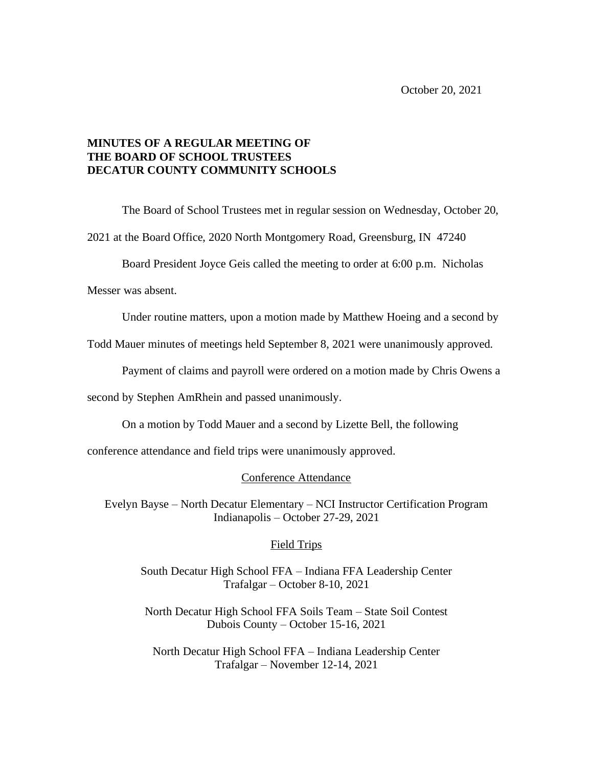October 20, 2021

**MINUTES OF A REGULAR MEETING OF**
**THE BOARD OF SCHOOL TRUSTEES**
**DECATUR COUNTY COMMUNITY SCHOOLS**

The Board of School Trustees met in regular session on Wednesday, October 20, 2021 at the Board Office, 2020 North Montgomery Road, Greensburg, IN 47240

Board President Joyce Geis called the meeting to order at 6:00 p.m. Nicholas Messer was absent.

Under routine matters, upon a motion made by Matthew Hoeing and a second by Todd Mauer minutes of meetings held September 8, 2021 were unanimously approved.

Payment of claims and payroll were ordered on a motion made by Chris Owens a second by Stephen AmRhein and passed unanimously.

On a motion by Todd Mauer and a second by Lizette Bell, the following conference attendance and field trips were unanimously approved.

Conference Attendance

Evelyn Bayse – North Decatur Elementary – NCI Instructor Certification Program
Indianapolis – October 27-29, 2021

Field Trips

South Decatur High School FFA – Indiana FFA Leadership Center
Trafalgar – October 8-10, 2021

North Decatur High School FFA Soils Team – State Soil Contest
Dubois County – October 15-16, 2021

North Decatur High School FFA – Indiana Leadership Center
Trafalgar – November 12-14, 2021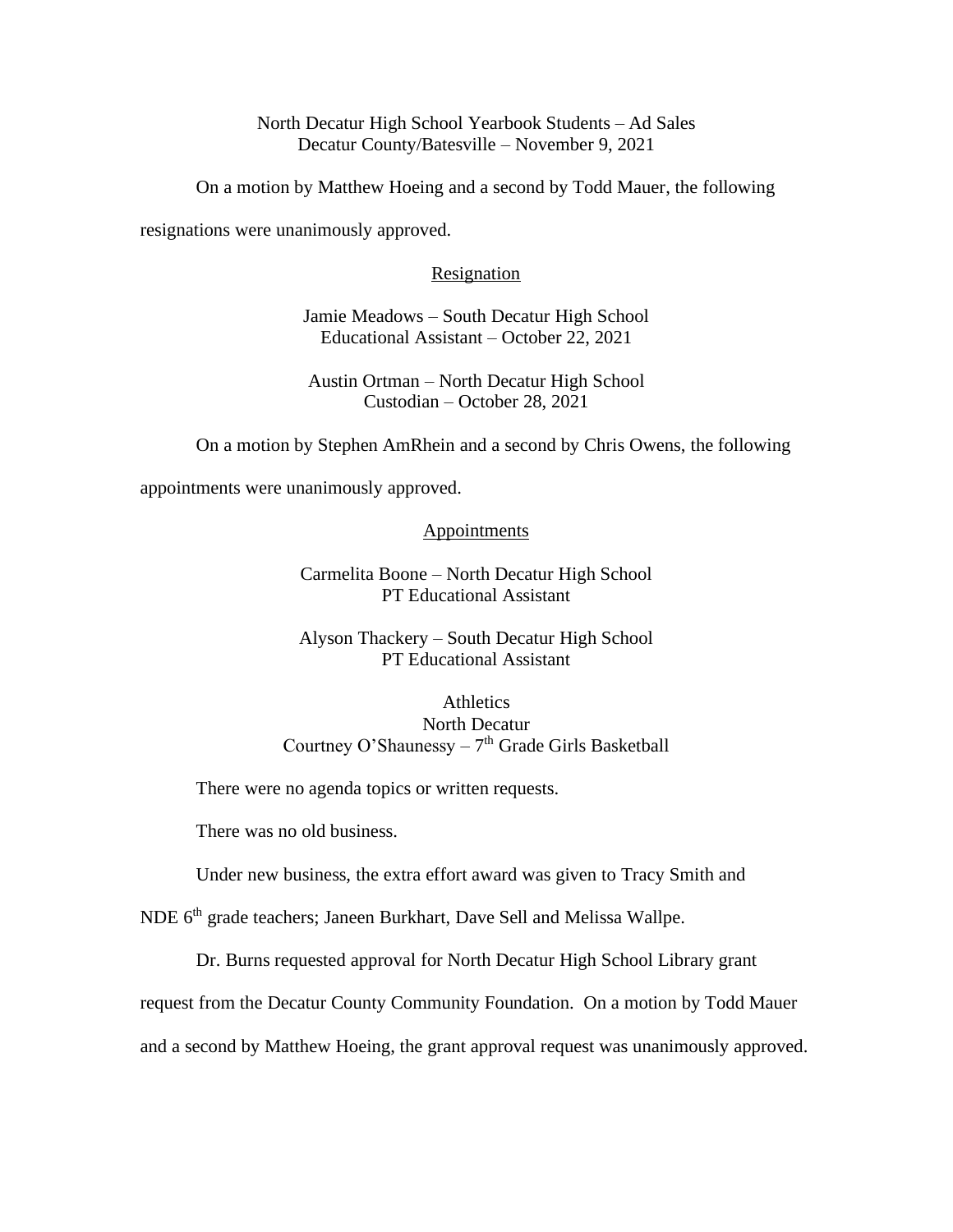North Decatur High School Yearbook Students – Ad Sales
Decatur County/Batesville – November 9, 2021

On a motion by Matthew Hoeing and a second by Todd Mauer, the following resignations were unanimously approved.

<u>Resignation</u>

Jamie Meadows – South Decatur High School
Educational Assistant – October 22, 2021

Austin Ortman – North Decatur High School
Custodian – October 28, 2021

On a motion by Stephen AmRhein and a second by Chris Owens, the following appointments were unanimously approved.

<u>Appointments</u>

Carmelita Boone – North Decatur High School
PT Educational Assistant

Alyson Thackery – South Decatur High School
PT Educational Assistant

Athletics
North Decatur
Courtney O'Shaunessy – 7th Grade Girls Basketball

There were no agenda topics or written requests.

There was no old business.

Under new business, the extra effort award was given to Tracy Smith and NDE 6th grade teachers; Janeen Burkhart, Dave Sell and Melissa Wallpe.

Dr. Burns requested approval for North Decatur High School Library grant request from the Decatur County Community Foundation. On a motion by Todd Mauer and a second by Matthew Hoeing, the grant approval request was unanimously approved.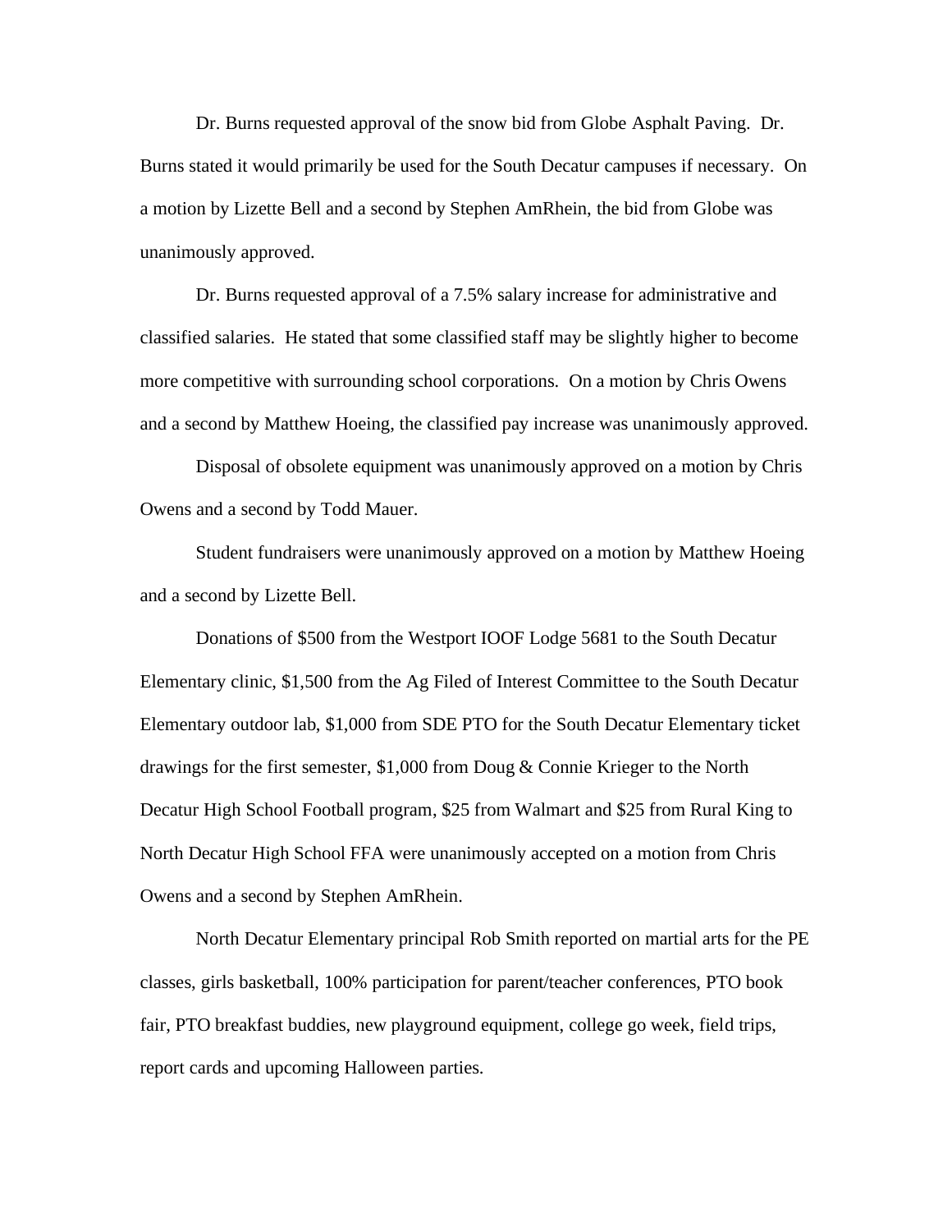Dr. Burns requested approval of the snow bid from Globe Asphalt Paving. Dr. Burns stated it would primarily be used for the South Decatur campuses if necessary. On a motion by Lizette Bell and a second by Stephen AmRhein, the bid from Globe was unanimously approved.

Dr. Burns requested approval of a 7.5% salary increase for administrative and classified salaries. He stated that some classified staff may be slightly higher to become more competitive with surrounding school corporations. On a motion by Chris Owens and a second by Matthew Hoeing, the classified pay increase was unanimously approved.

Disposal of obsolete equipment was unanimously approved on a motion by Chris Owens and a second by Todd Mauer.

Student fundraisers were unanimously approved on a motion by Matthew Hoeing and a second by Lizette Bell.

Donations of $500 from the Westport IOOF Lodge 5681 to the South Decatur Elementary clinic, $1,500 from the Ag Filed of Interest Committee to the South Decatur Elementary outdoor lab, $1,000 from SDE PTO for the South Decatur Elementary ticket drawings for the first semester, $1,000 from Doug & Connie Krieger to the North Decatur High School Football program, $25 from Walmart and $25 from Rural King to North Decatur High School FFA were unanimously accepted on a motion from Chris Owens and a second by Stephen AmRhein.

North Decatur Elementary principal Rob Smith reported on martial arts for the PE classes, girls basketball, 100% participation for parent/teacher conferences, PTO book fair, PTO breakfast buddies, new playground equipment, college go week, field trips, report cards and upcoming Halloween parties.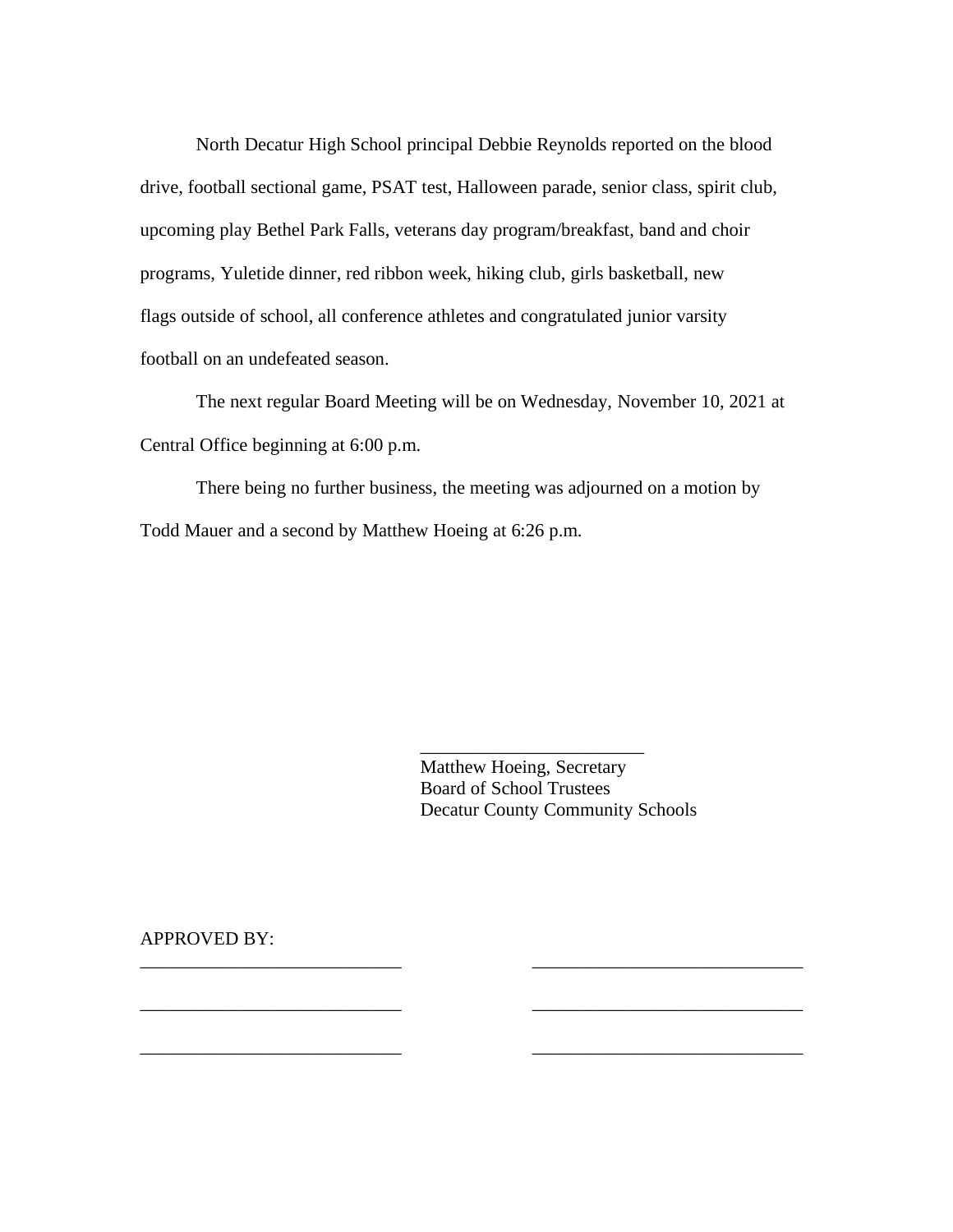North Decatur High School principal Debbie Reynolds reported on the blood drive, football sectional game, PSAT test, Halloween parade, senior class, spirit club, upcoming play Bethel Park Falls, veterans day program/breakfast, band and choir programs, Yuletide dinner, red ribbon week, hiking club, girls basketball, new flags outside of school, all conference athletes and congratulated junior varsity football on an undefeated season.

The next regular Board Meeting will be on Wednesday, November 10, 2021 at Central Office beginning at 6:00 p.m.

There being no further business, the meeting was adjourned on a motion by Todd Mauer and a second by Matthew Hoeing at 6:26 p.m.

\_\_\_\_\_\_\_\_\_\_\_\_\_\_\_\_\_\_\_\_\_\_\_\_\_
Matthew Hoeing, Secretary
Board of School Trustees
Decatur County Community Schools

APPROVED BY:

\_\_\_\_\_\_\_\_\_\_\_\_\_\_\_\_\_\_\_\_\_\_\_\_\_\_\_\_\_ \_\_\_\_\_\_\_\_\_\_\_\_\_\_\_\_\_\_\_\_\_\_\_\_\_\_\_\_\_

\_\_\_\_\_\_\_\_\_\_\_\_\_\_\_\_\_\_\_\_\_\_\_\_\_\_\_\_\_ \_\_\_\_\_\_\_\_\_\_\_\_\_\_\_\_\_\_\_\_\_\_\_\_\_\_\_\_\_

\_\_\_\_\_\_\_\_\_\_\_\_\_\_\_\_\_\_\_\_\_\_\_\_\_\_\_\_\_ \_\_\_\_\_\_\_\_\_\_\_\_\_\_\_\_\_\_\_\_\_\_\_\_\_\_\_\_\_